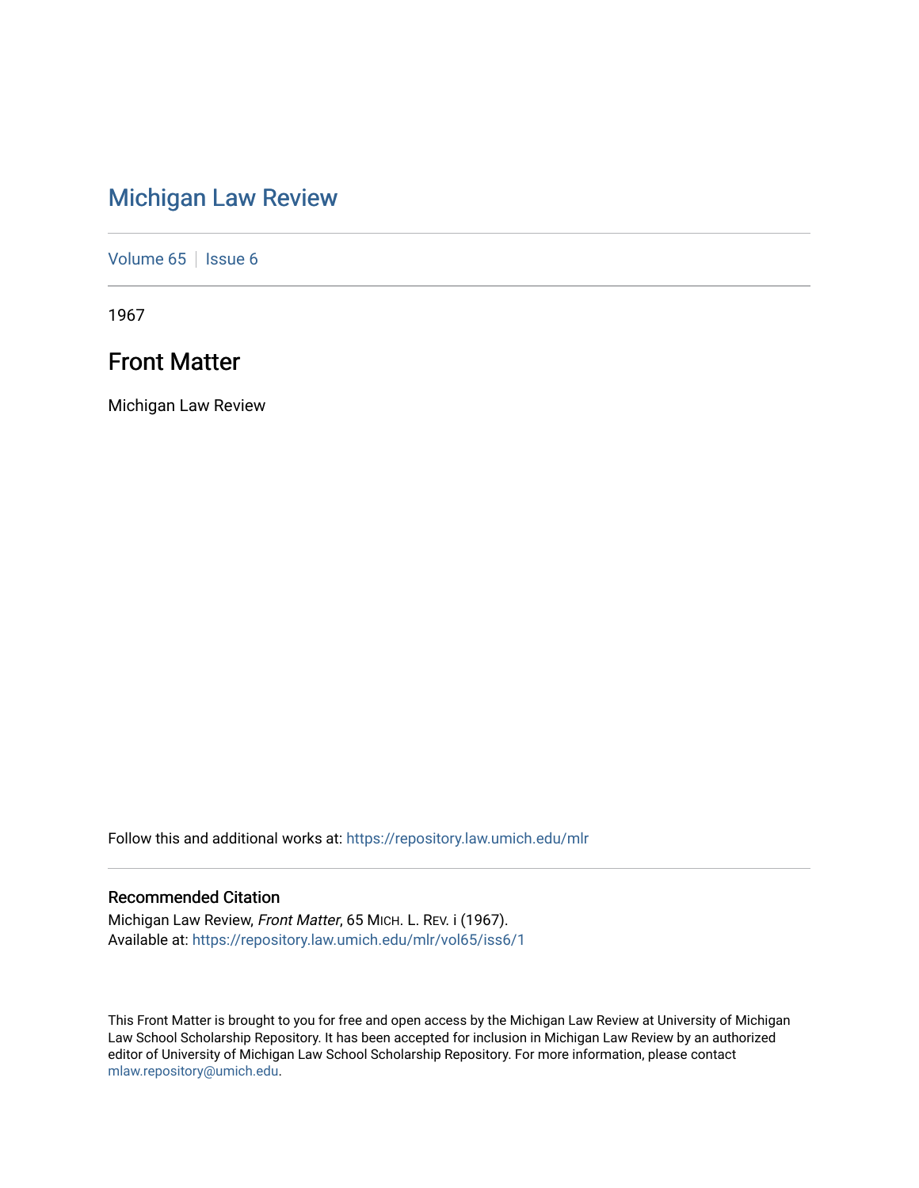# Michigan Law Review

Volume 65 | Issue 6

1967

## Front Matter

Michigan Law Review

Follow this and additional works at: https://repository.law.umich.edu/mlr

### Recommended Citation

Michigan Law Review, *Front Matter*, 65 MICH. L. REV. i (1967).
Available at: https://repository.law.umich.edu/mlr/vol65/iss6/1

This Front Matter is brought to you for free and open access by the Michigan Law Review at University of Michigan Law School Scholarship Repository. It has been accepted for inclusion in Michigan Law Review by an authorized editor of University of Michigan Law School Scholarship Repository. For more information, please contact mlaw.repository@umich.edu.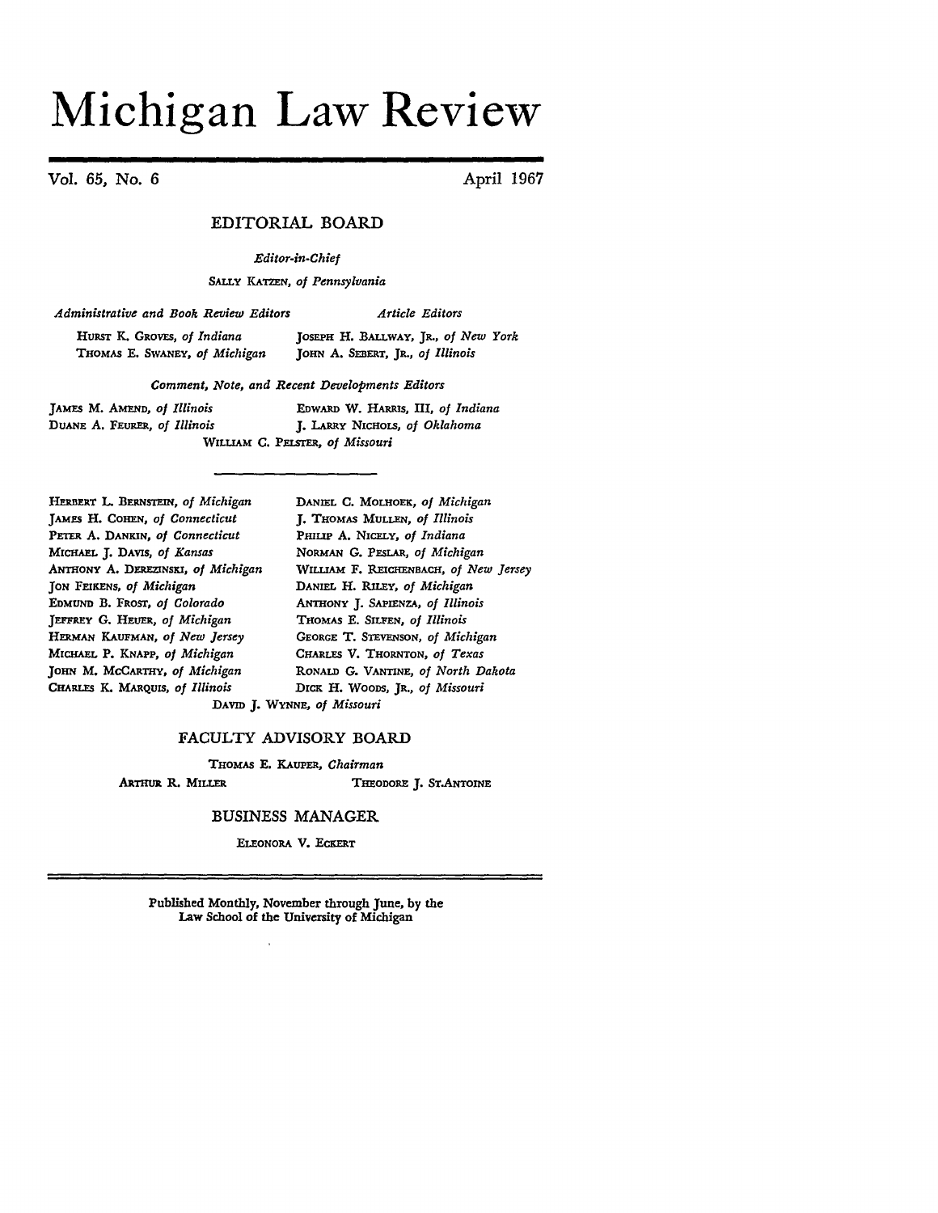# Michigan Law Review

Vol. 65, No. 6 April 1967

## EDITORIAL BOARD

*Editor-in-Chief*

SALLY KATZEN, *of Pennsylvania*

*Administrative and Book Review Editors*

HURST K. GROVES, *of Indiana*
THOMAS E. SWANEY, *of Michigan*

*Article Editors*

JOSEPH H. BALLWAY, JR., *of New York*
JOHN A. SEBERT, JR., *of Illinois*

*Comment, Note, and Recent Developments Editors*

JAMES M. AMEND, *of Illinois*
DUANE A. FEURER, *of Illinois*
EDWARD W. HARRIS, III, *of Indiana*
J. LARRY NICHOLS, *of Oklahoma*
WILLIAM C. PELSTER, *of Missouri*

---

HERBERT L. BERNSTEIN, *of Michigan*
JAMES H. COHEN, *of Connecticut*
PETER A. DANKIN, *of Connecticut*
MICHAEL J. DAVIS, *of Kansas*
ANTHONY A. DEREZINSKI, *of Michigan*
JON FEIKENS, *of Michigan*
EDMUND B. FROST, *of Colorado*
JEFFREY G. HEUER, *of Michigan*
HERMAN KAUFMAN, *of New Jersey*
MICHAEL P. KNAPP, *of Michigan*
JOHN M. MCCARTHY, *of Michigan*
CHARLES K. MARQUIS, *of Illinois*
DANIEL C. MOLHOEK, *of Michigan*
J. THOMAS MULLEN, *of Illinois*
PHILIP A. NICELY, *of Indiana*
NORMAN G. PESLAR, *of Michigan*
WILLIAM F. REICHENBACH, *of New Jersey*
DANIEL H. RILEY, *of Michigan*
ANTHONY J. SAPIENZA, *of Illinois*
THOMAS E. SILFEN, *of Illinois*
GEORGE T. STEVENSON, *of Michigan*
CHARLES V. THORNTON, *of Texas*
RONALD G. VANTINE, *of North Dakota*
DICK H. WOODS, JR., *of Missouri*
DAVID J. WYNNE, *of Missouri*

## FACULTY ADVISORY BOARD

THOMAS E. KAUPER, *Chairman*

ARTHUR R. MILLER
THEODORE J. ST.ANTOINE

## BUSINESS MANAGER

ELEONORA V. ECKERT

---

Published Monthly, November through June, by the Law School of the University of Michigan